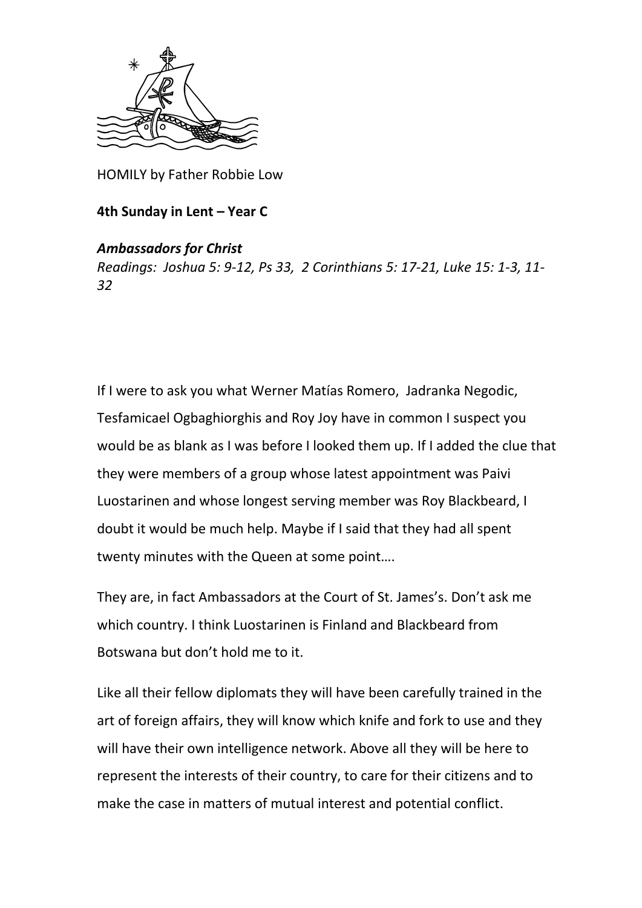HOMILY by Father Robbie Low

**4th Sunday in Lent – Year C**

***Ambassadors for Christ***

*Readings: Joshua 5: 9-12, Ps 33, 2 Corinthians 5: 17-21, Luke 15: 1-3, 11-32*

If I were to ask you what Werner Matías Romero, Jadranka Negodic, Tesfamicael Ogbaghiorghis and Roy Joy have in common I suspect you would be as blank as I was before I looked them up. If I added the clue that they were members of a group whose latest appointment was Paivi Luostarinen and whose longest serving member was Roy Blackbeard, I doubt it would be much help. Maybe if I said that they had all spent twenty minutes with the Queen at some point….

They are, in fact Ambassadors at the Court of St. James's. Don't ask me which country. I think Luostarinen is Finland and Blackbeard from Botswana but don't hold me to it.

Like all their fellow diplomats they will have been carefully trained in the art of foreign affairs, they will know which knife and fork to use and they will have their own intelligence network. Above all they will be here to represent the interests of their country, to care for their citizens and to make the case in matters of mutual interest and potential conflict.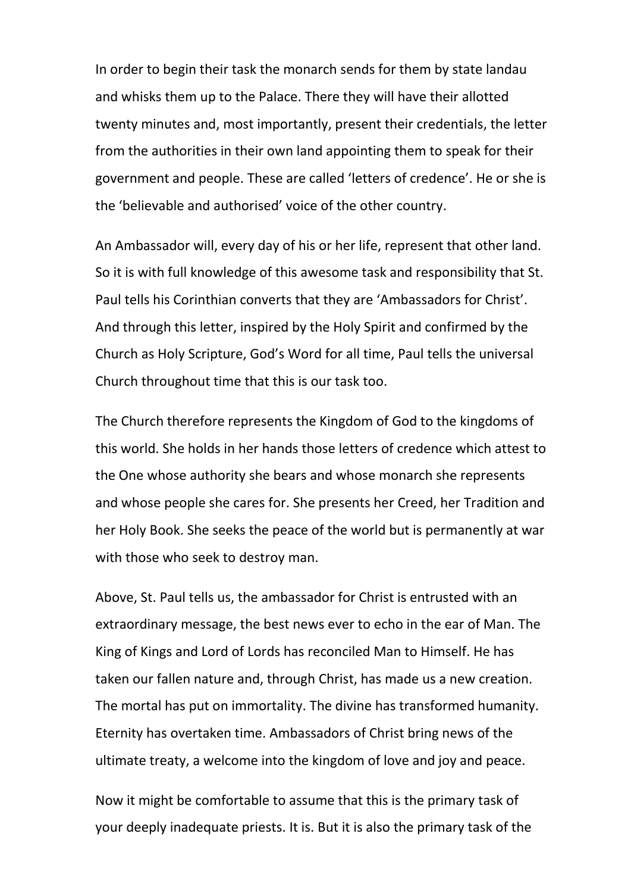In order to begin their task the monarch sends for them by state landau and whisks them up to the Palace. There they will have their allotted twenty minutes and, most importantly, present their credentials, the letter from the authorities in their own land appointing them to speak for their government and people. These are called 'letters of credence'. He or she is the 'believable and authorised' voice of the other country.

An Ambassador will, every day of his or her life, represent that other land. So it is with full knowledge of this awesome task and responsibility that St. Paul tells his Corinthian converts that they are 'Ambassadors for Christ'. And through this letter, inspired by the Holy Spirit and confirmed by the Church as Holy Scripture, God's Word for all time, Paul tells the universal Church throughout time that this is our task too.

The Church therefore represents the Kingdom of God to the kingdoms of this world. She holds in her hands those letters of credence which attest to the One whose authority she bears and whose monarch she represents and whose people she cares for. She presents her Creed, her Tradition and her Holy Book. She seeks the peace of the world but is permanently at war with those who seek to destroy man.

Above, St. Paul tells us, the ambassador for Christ is entrusted with an extraordinary message, the best news ever to echo in the ear of Man. The King of Kings and Lord of Lords has reconciled Man to Himself. He has taken our fallen nature and, through Christ, has made us a new creation. The mortal has put on immortality. The divine has transformed humanity. Eternity has overtaken time. Ambassadors of Christ bring news of the ultimate treaty, a welcome into the kingdom of love and joy and peace.

Now it might be comfortable to assume that this is the primary task of your deeply inadequate priests. It is. But it is also the primary task of the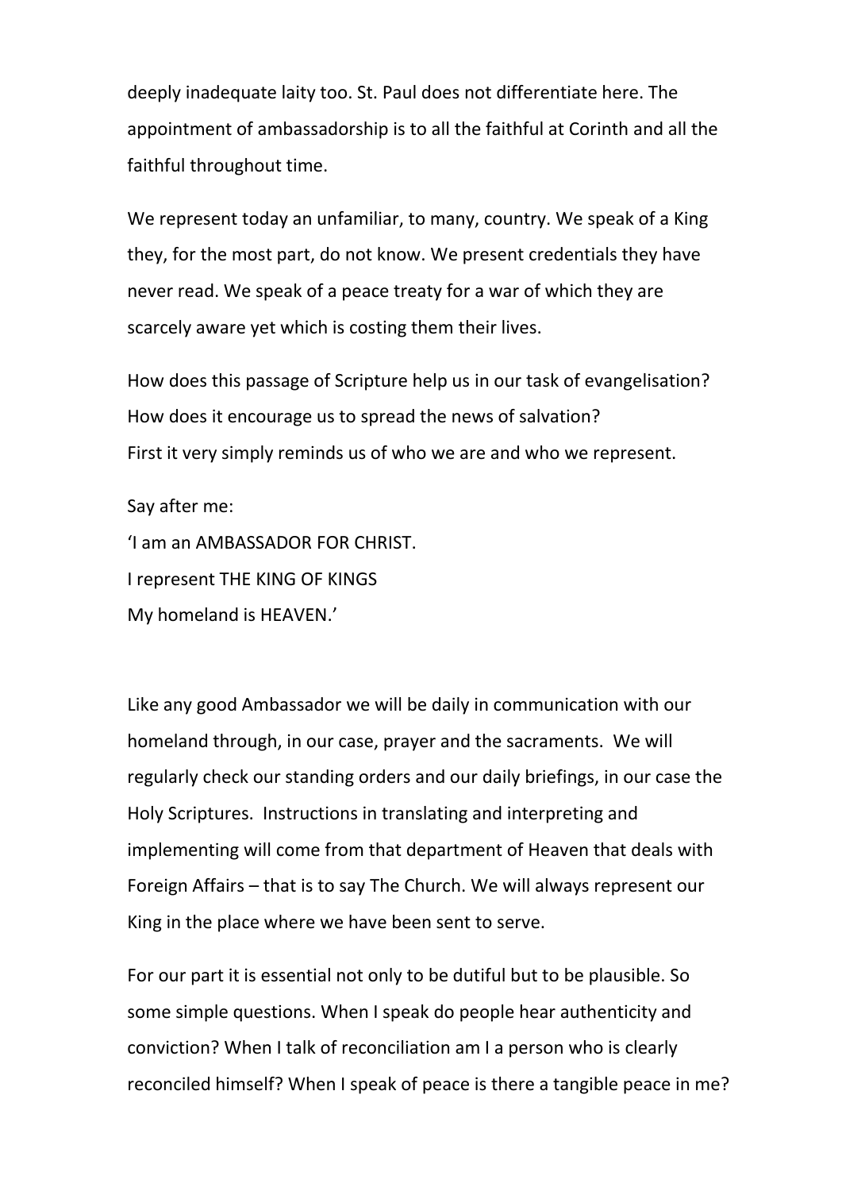deeply inadequate laity too. St. Paul does not differentiate here. The appointment of ambassadorship is to all the faithful at Corinth and all the faithful throughout time.

We represent today an unfamiliar, to many, country. We speak of a King they, for the most part, do not know. We present credentials they have never read. We speak of a peace treaty for a war of which they are scarcely aware yet which is costing them their lives.

How does this passage of Scripture help us in our task of evangelisation? How does it encourage us to spread the news of salvation?
First it very simply reminds us of who we are and who we represent.

Say after me:
'I am an AMBASSADOR FOR CHRIST.
I represent THE KING OF KINGS
My homeland is HEAVEN.'

Like any good Ambassador we will be daily in communication with our homeland through, in our case, prayer and the sacraments. We will regularly check our standing orders and our daily briefings, in our case the Holy Scriptures. Instructions in translating and interpreting and implementing will come from that department of Heaven that deals with Foreign Affairs – that is to say The Church. We will always represent our King in the place where we have been sent to serve.

For our part it is essential not only to be dutiful but to be plausible. So some simple questions. When I speak do people hear authenticity and conviction? When I talk of reconciliation am I a person who is clearly reconciled himself? When I speak of peace is there a tangible peace in me?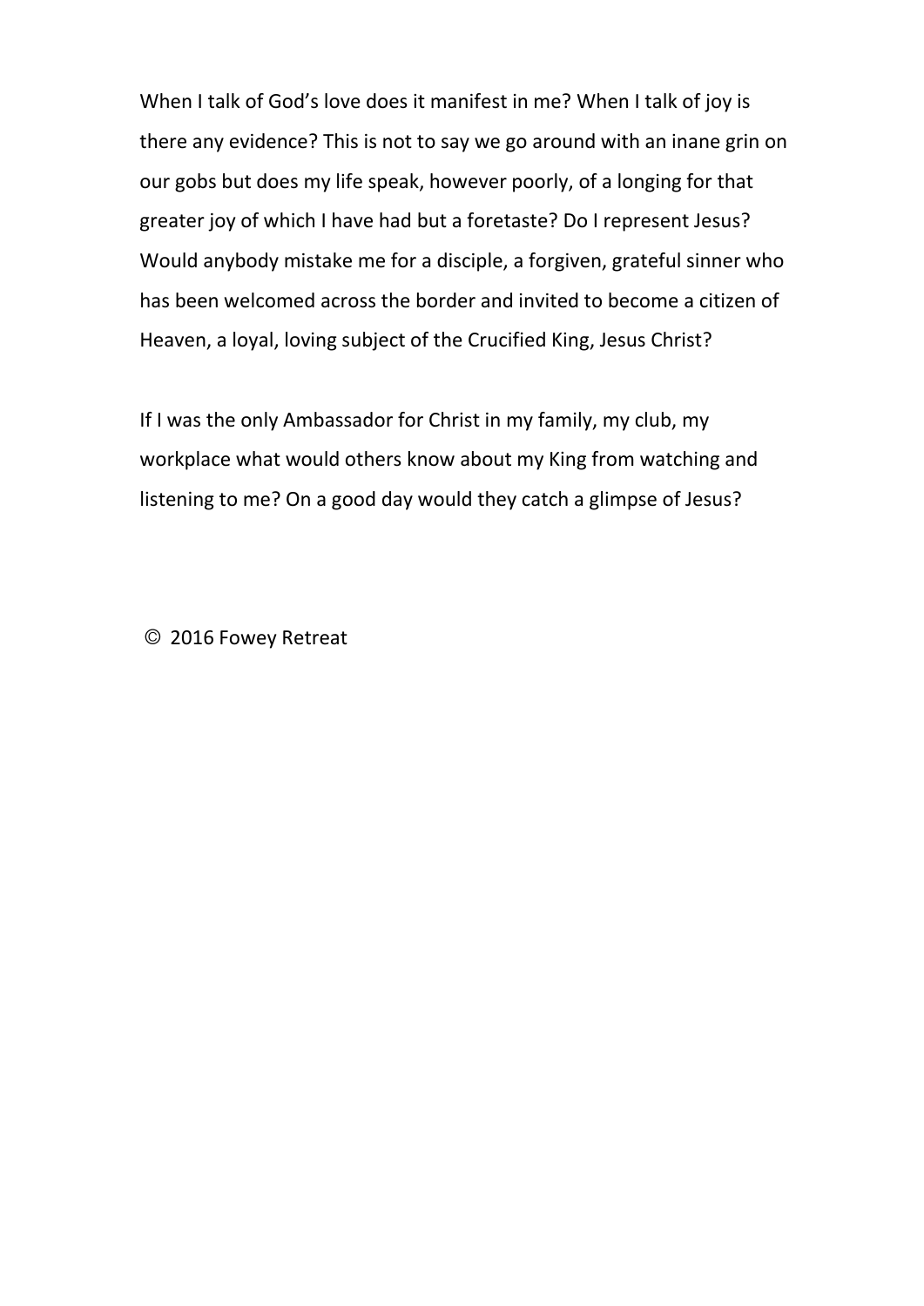When I talk of God's love does it manifest in me? When I talk of joy is there any evidence? This is not to say we go around with an inane grin on our gobs but does my life speak, however poorly, of a longing for that greater joy of which I have had but a foretaste? Do I represent Jesus? Would anybody mistake me for a disciple, a forgiven, grateful sinner who has been welcomed across the border and invited to become a citizen of Heaven, a loyal, loving subject of the Crucified King, Jesus Christ?

If I was the only Ambassador for Christ in my family, my club, my workplace what would others know about my King from watching and listening to me? On a good day would they catch a glimpse of Jesus?

© 2016 Fowey Retreat